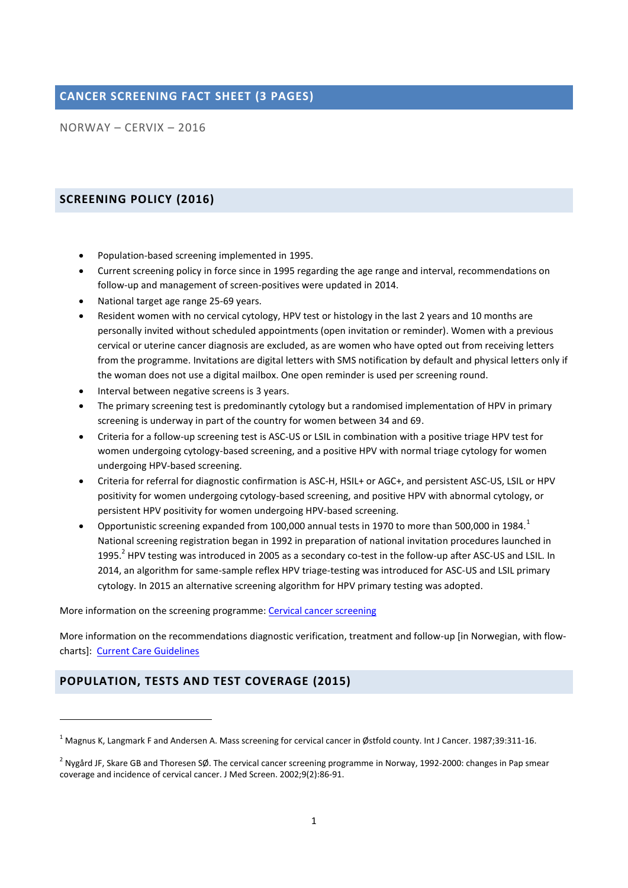## CANCER SCREENING FACT SHEET (3 PAGES)

NORWAY – CERVIX – 2016

## SCREENING POLICY (2016)

- Population-based screening implemented in 1995.
- Current screening policy in force since in 1995 regarding the age range and interval, recommendations on follow-up and management of screen-positives were updated in 2014.
- National target age range 25-69 years.
- Resident women with no cervical cytology, HPV test or histology in the last 2 years and 10 months are personally invited without scheduled appointments (open invitation or reminder). Women with a previous cervical or uterine cancer diagnosis are excluded, as are women who have opted out from receiving letters from the programme. Invitations are digital letters with SMS notification by default and physical letters only if the woman does not use a digital mailbox. One open reminder is used per screening round.
- Interval between negative screens is 3 years.
- The primary screening test is predominantly cytology but a randomised implementation of HPV in primary screening is underway in part of the country for women between 34 and 69.
- Criteria for a follow-up screening test is ASC-US or LSIL in combination with a positive triage HPV test for women undergoing cytology-based screening, and a positive HPV with normal triage cytology for women undergoing HPV-based screening.
- Criteria for referral for diagnostic confirmation is ASC-H, HSIL+ or AGC+, and persistent ASC-US, LSIL or HPV positivity for women undergoing cytology-based screening, and positive HPV with abnormal cytology, or persistent HPV positivity for women undergoing HPV-based screening.
- Opportunistic screening expanded from 100,000 annual tests in 1970 to more than 500,000 in 1984.[1] National screening registration began in 1992 in preparation of national invitation procedures launched in 1995.[2] HPV testing was introduced in 2005 as a secondary co-test in the follow-up after ASC-US and LSIL. In 2014, an algorithm for same-sample reflex HPV triage-testing was introduced for ASC-US and LSIL primary cytology. In 2015 an alternative screening algorithm for HPV primary testing was adopted.

More information on the screening programme: [Cervical cancer screening]

More information on the recommendations diagnostic verification, treatment and follow-up [in Norwegian, with flow-charts]: [Current Care Guidelines]

## POPULATION, TESTS AND TEST COVERAGE (2015)

---

[1] Magnus K, Langmark F and Andersen A. Mass screening for cervical cancer in Østfold county. Int J Cancer. 1987;39:311-16.

[2] Nygård JF, Skare GB and Thoresen SØ. The cervical cancer screening programme in Norway, 1992-2000: changes in Pap smear coverage and incidence of cervical cancer. J Med Screen. 2002;9(2):86-91.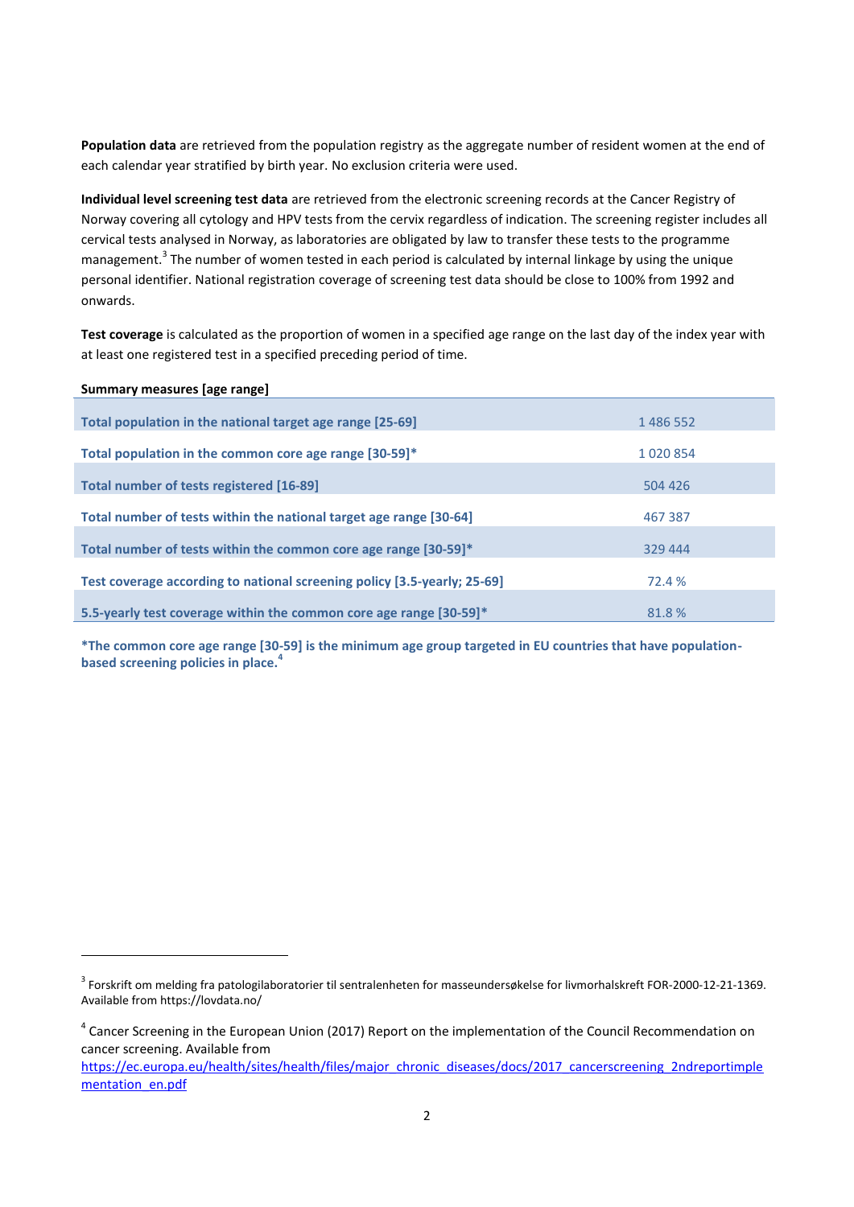**Population data** are retrieved from the population registry as the aggregate number of resident women at the end of each calendar year stratified by birth year. No exclusion criteria were used.

**Individual level screening test data** are retrieved from the electronic screening records at the Cancer Registry of Norway covering all cytology and HPV tests from the cervix regardless of indication. The screening register includes all cervical tests analysed in Norway, as laboratories are obligated by law to transfer these tests to the programme management.[3] The number of women tested in each period is calculated by internal linkage by using the unique personal identifier. National registration coverage of screening test data should be close to 100% from 1992 and onwards.

**Test coverage** is calculated as the proportion of women in a specified age range on the last day of the index year with at least one registered test in a specified preceding period of time.

| **Summary measures [age range]** | |
|---|---|
| **Total population in the national target age range [25-69]** | 1 486 552 |
| **Total population in the common core age range [30-59]*** | 1 020 854 |
| **Total number of tests registered [16-89]** | 504 426 |
| **Total number of tests within the national target age range [30-64]** | 467 387 |
| **Total number of tests within the common core age range [30-59]*** | 329 444 |
| **Test coverage according to national screening policy [3.5-yearly; 25-69]** | 72.4 % |
| **5.5-yearly test coverage within the common core age range [30-59]*** | 81.8 % |

***The common core age range [30-59] is the minimum age group targeted in EU countries that have population-based screening policies in place.[4]**

---

[3] Forskrift om melding fra patologilaboratorier til sentralenheten for masseundersøkelse for livmorhalskreft FOR-2000-12-21-1369. Available from https://lovdata.no/

[4] Cancer Screening in the European Union (2017) Report on the implementation of the Council Recommendation on cancer screening. Available from https://ec.europa.eu/health/sites/health/files/major_chronic_diseases/docs/2017_cancerscreening_2ndreportimplementation_en.pdf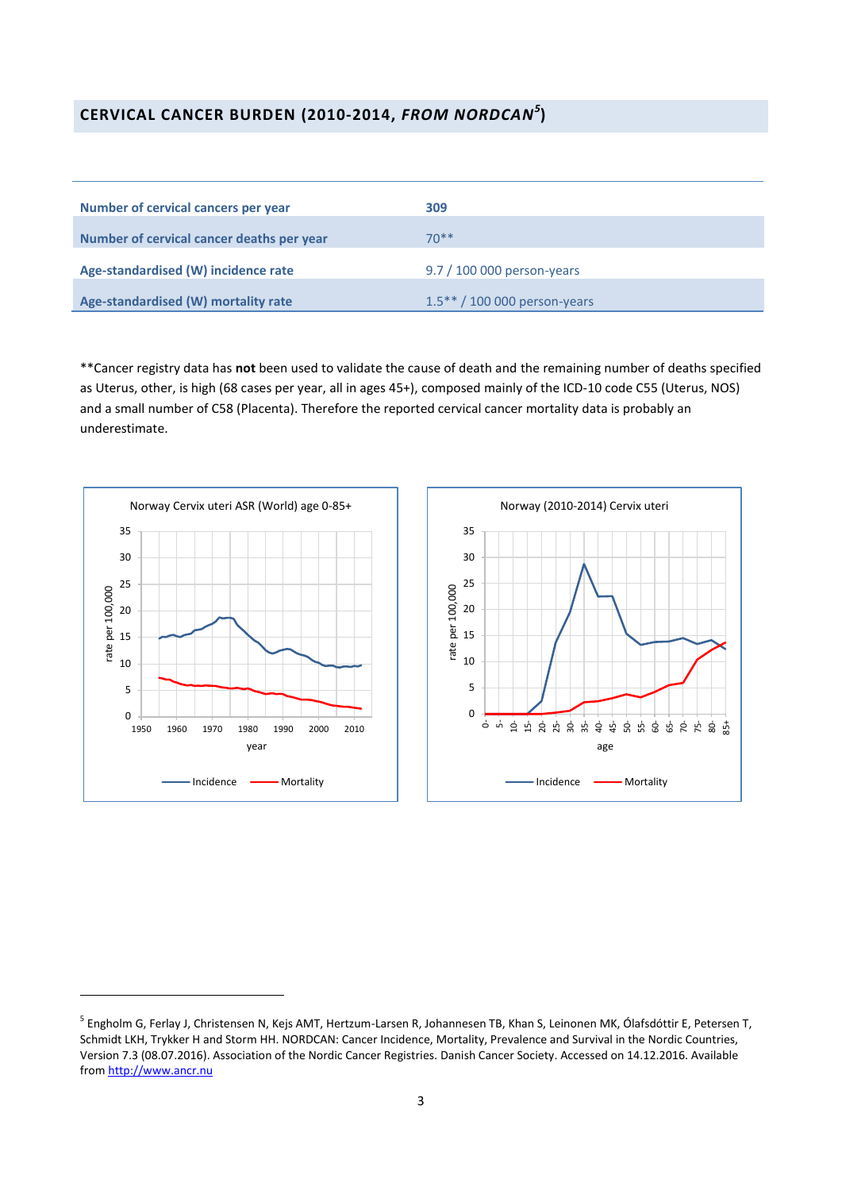## CERVICAL CANCER BURDEN (2010-2014, *FROM NORDCAN*[5])

| | |
|---|---|
| **Number of cervical cancers per year** | **309** |
| **Number of cervical cancer deaths per year** | 70** |
| **Age-standardised (W) incidence rate** | 9.7 / 100 000 person-years |
| **Age-standardised (W) mortality rate** | 1.5** / 100 000 person-years |

**Cancer registry data has **not** been used to validate the cause of death and the remaining number of deaths specified as Uterus, other, is high (68 cases per year, all in ages 45+), composed mainly of the ICD-10 code C55 (Uterus, NOS) and a small number of C58 (Placenta). Therefore the reported cervical cancer mortality data is probably an underestimate.

Norway Cervix uteri ASR (World) age 0-85+

35
30
25
20
15
10
5
0

rate per 100,000

1950 1960 1970 1980 1990 2000 2010

year

Incidence Mortality

Norway (2010-2014) Cervix uteri

35
30
25
20
15
10
5
0

rate per 100,000

0- 5- 10- 15- 20- 25- 30- 35- 40- 45- 50- 55- 60- 65- 70- 75- 80- 85+

age

Incidence Mortality

---

[5] Engholm G, Ferlay J, Christensen N, Kejs AMT, Hertzum-Larsen R, Johannesen TB, Khan S, Leinonen MK, Ólafsdóttir E, Petersen T, Schmidt LKH, Trykker H and Storm HH. NORDCAN: Cancer Incidence, Mortality, Prevalence and Survival in the Nordic Countries, Version 7.3 (08.07.2016). Association of the Nordic Cancer Registries. Danish Cancer Society. Accessed on 14.12.2016. Available from http://www.ancr.nu